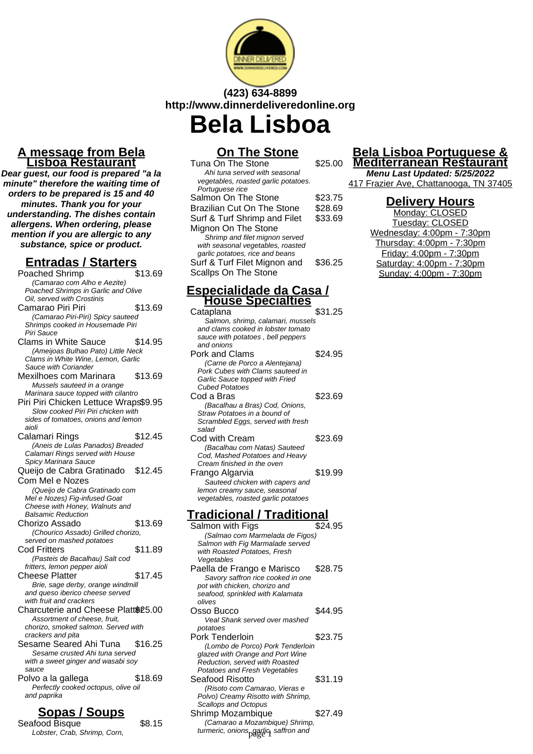(423) 634-8899
http://www.dinnerdeliveredonline.org

# Bela Lisboa

## A message from Bela Lisboa Restaurant

***Dear guest, our food is prepared "a la minute" therefore the waiting time of orders to be prepared is 15 and 40 minutes. Thank you for your understanding. The dishes contain allergens. When ordering, please mention if you are allergic to any substance, spice or product.***

## Entradas / Starters

Poached Shrimp $13.69
*(Camarao com Alho e Aezite) Poached Shrimps in Garlic and Olive Oil, served with Crostinis*

Camarao Piri Piri $13.69
*(Camarao Piri-Piri) Spicy sauteed Shrimps cooked in Housemade Piri Piri Sauce*

Clams in White Sauce $14.95
*(Ameijoas Bulhao Pato) Little Neck Clams in White Wine, Lemon, Garlic Sauce with Coriander*

Mexilhoes com Marinara $13.69
*Mussels sauteed in a orange Marinara sauce topped with cilantro*

Piri Piri Chicken Lettuce Wraps $9.95
*Slow cooked Piri Piri chicken with sides of tomatoes, onions and lemon aioli*

Calamari Rings $12.45
*(Aneis de Lulas Panados) Breaded Calamari Rings served with House Spicy Marinara Sauce*

Queijo de Cabra Gratinado Com Mel e Nozes $12.45
*(Queijo de Cabra Gratinado com Mel e Nozes) Fig-infused Goat Cheese with Honey, Walnuts and Balsamic Reduction*

Chorizo Assado $13.69
*(Chourico Assado) Grilled chorizo, served on mashed potatoes*

Cod Fritters $11.89
*(Pasteis de Bacalhau) Salt cod fritters, lemon pepper aioli*

Cheese Platter $17.45
*Brie, sage derby, orange windmill and queso iberico cheese served with fruit and crackers*

Charcuterie and Cheese Platter $25.00
*Assortment of cheese, fruit, chorizo, smoked salmon. Served with crackers and pita*

Sesame Seared Ahi Tuna $16.25
*Sesame crusted Ahi tuna served with a sweet ginger and wasabi soy sauce*

Polvo a la gallega $18.69
*Perfectly cooked octopus, olive oil and paprika*

## Sopas / Soups

Seafood Bisque $8.15
*Lobster, Crab, Shrimp, Corn,*

## On The Stone

Tuna On The Stone $25.00
*Ahi tuna served with seasonal vegetables, roasted garlic potatoes. Portuguese rice*

Salmon On The Stone $23.75

Brazilian Cut On The Stone $28.69

Surf & Turf Shrimp and Filet Mignon On The Stone $33.69
*Shrimp and filet mignon served with seasonal vegetables, roasted garlic potatoes, rice and beans*

Surf & Turf Filet Mignon and Scallps On The Stone $36.25

## Especialidade da Casa / House Specialties

Cataplana $31.25
*Salmon, shrimp, calamari, mussels and clams cooked in lobster tomato sauce with potatoes , bell peppers and onions*

Pork and Clams $24.95
*(Carne de Porco a Alentejana) Pork Cubes with Clams sauteed in Garlic Sauce topped with Fried Cubed Potatoes*

Cod a Bras $23.69
*(Bacalhau a Bras) Cod, Onions, Straw Potatoes in a bound of Scrambled Eggs, served with fresh salad*

Cod with Cream $23.69
*(Bacalhau com Natas) Sauteed Cod, Mashed Potatoes and Heavy Cream finished in the oven*

Frango Algarvia $19.99
*Sauteed chicken with capers and lemon creamy sauce, seasonal vegetables, roasted garlic potatoes*

## Tradicional / Traditional

Salmon with Figs $24.95
*(Salmao com Marmelada de Figos) Salmon with Fig Marmalade served with Roasted Potatoes, Fresh Vegetables*

Paella de Frango e Marisco $28.75
*Savory saffron rice cooked in one pot with chicken, chorizo and seafood, sprinkled with Kalamata olives*

Osso Bucco $44.95
*Veal Shank served over mashed potatoes*

Pork Tenderloin $23.75
*(Lombo de Porco) Pork Tenderloin glazed with Orange and Port Wine Reduction, served with Roasted Potatoes and Fresh Vegetables*

Seafood Risotto $31.19
*(Risoto com Camarao, Vieras e Polvo) Creamy Risotto with Shrimp, Scallops and Octopus*

Shrimp Mozambique $27.49
*(Camarao a Mozambique) Shrimp, turmeric, onions, garlic, saffron and*

## Bela Lisboa Portuguese & Mediterranean Restaurant

**Menu Last Updated: 5/25/2022**

417 Frazier Ave, Chattanooga, TN 37405

## Delivery Hours

Monday: CLOSED
Tuesday: CLOSED
Wednesday: 4:00pm - 7:30pm
Thursday: 4:00pm - 7:30pm
Friday: 4:00pm - 7:30pm
Saturday: 4:00pm - 7:30pm
Sunday: 4:00pm - 7:30pm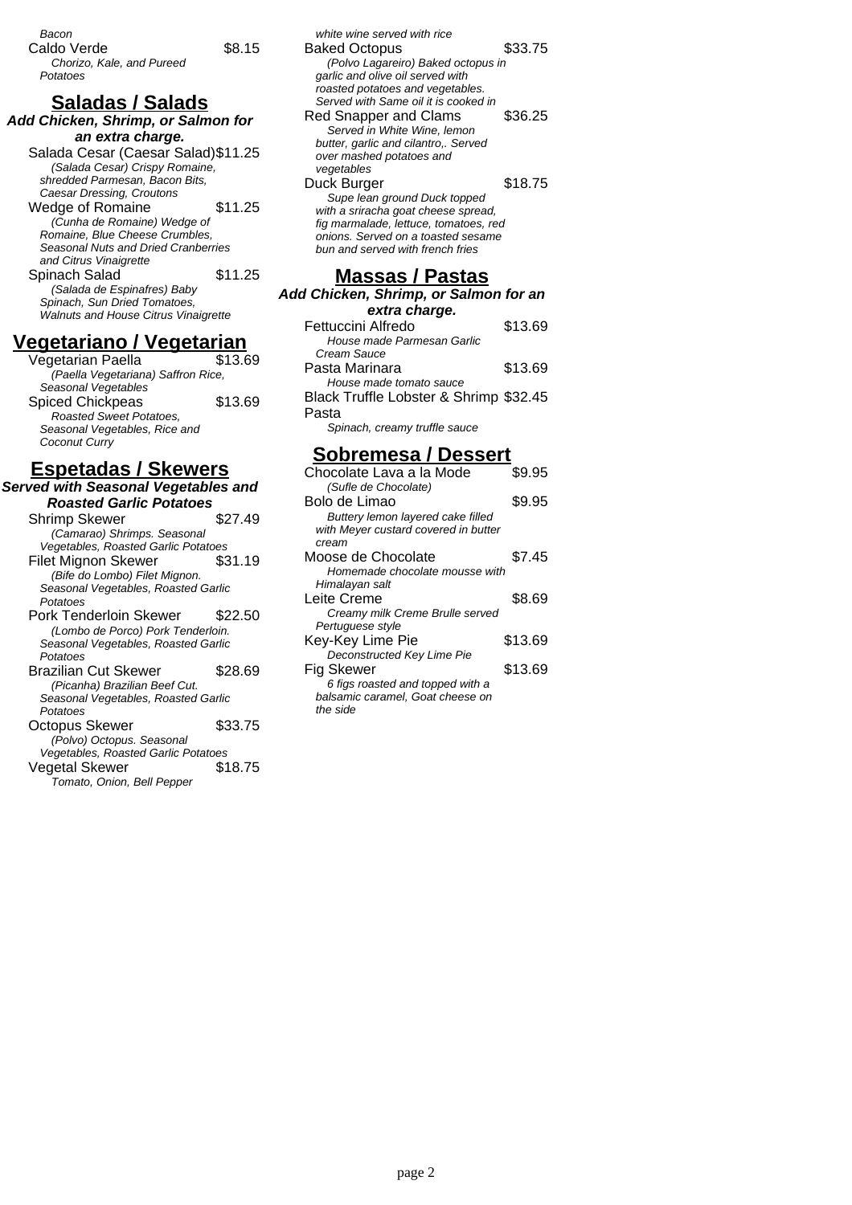*Bacon*

Caldo Verde $8.15

*Chorizo, Kale, and Pureed Potatoes*

## Saladas / Salads

***Add Chicken, Shrimp, or Salmon for an extra charge.***

Salada Cesar (Caesar Salad) $11.25

*(Salada Cesar) Crispy Romaine, shredded Parmesan, Bacon Bits, Caesar Dressing, Croutons*

Wedge of Romaine $11.25

*(Cunha de Romaine) Wedge of Romaine, Blue Cheese Crumbles, Seasonal Nuts and Dried Cranberries and Citrus Vinaigrette*

Spinach Salad $11.25

*(Salada de Espinafres) Baby Spinach, Sun Dried Tomatoes, Walnuts and House Citrus Vinaigrette*

## Vegetariano / Vegetarian

Vegetarian Paella $13.69

*(Paella Vegetariana) Saffron Rice, Seasonal Vegetables*

Spiced Chickpeas $13.69

*Roasted Sweet Potatoes, Seasonal Vegetables, Rice and Coconut Curry*

## Espetadas / Skewers

***Served with Seasonal Vegetables and Roasted Garlic Potatoes***

Shrimp Skewer $27.49

*(Camarao) Shrimps. Seasonal Vegetables, Roasted Garlic Potatoes*

Filet Mignon Skewer $31.19

*(Bife do Lombo) Filet Mignon. Seasonal Vegetables, Roasted Garlic Potatoes*

Pork Tenderloin Skewer $22.50

*(Lombo de Porco) Pork Tenderloin. Seasonal Vegetables, Roasted Garlic Potatoes*

Brazilian Cut Skewer $28.69

*(Picanha) Brazilian Beef Cut. Seasonal Vegetables, Roasted Garlic Potatoes*

Octopus Skewer $33.75

*(Polvo) Octopus. Seasonal Vegetables, Roasted Garlic Potatoes*

Vegetal Skewer $18.75

*Tomato, Onion, Bell Pepper*

*white wine served with rice*

Baked Octopus $33.75

*(Polvo Lagareiro) Baked octopus in garlic and olive oil served with roasted potatoes and vegetables. Served with Same oil it is cooked in*

Red Snapper and Clams $36.25

*Served in White Wine, lemon butter, garlic and cilantro,. Served over mashed potatoes and vegetables*

Duck Burger $18.75

*Supe lean ground Duck topped with a sriracha goat cheese spread, fig marmalade, lettuce, tomatoes, red onions. Served on a toasted sesame bun and served with french fries*

## Massas / Pastas

***Add Chicken, Shrimp, or Salmon for an extra charge.***

Fettuccini Alfredo $13.69

*House made Parmesan Garlic Cream Sauce*

Pasta Marinara $13.69

*House made tomato sauce*

Black Truffle Lobster & Shrimp Pasta $32.45

*Spinach, creamy truffle sauce*

## Sobremesa / Dessert

Chocolate Lava a la Mode $9.95

*(Sufle de Chocolate)*

Bolo de Limao $9.95

*Buttery lemon layered cake filled with Meyer custard covered in butter cream*

Moose de Chocolate $7.45

*Homemade chocolate mousse with Himalayan salt*

Leite Creme $8.69

*Creamy milk Creme Brulle served Pertuguese style*

Key-Key Lime Pie $13.69

*Deconstructed Key Lime Pie*

Fig Skewer $13.69

*6 figs roasted and topped with a balsamic caramel, Goat cheese on the side*